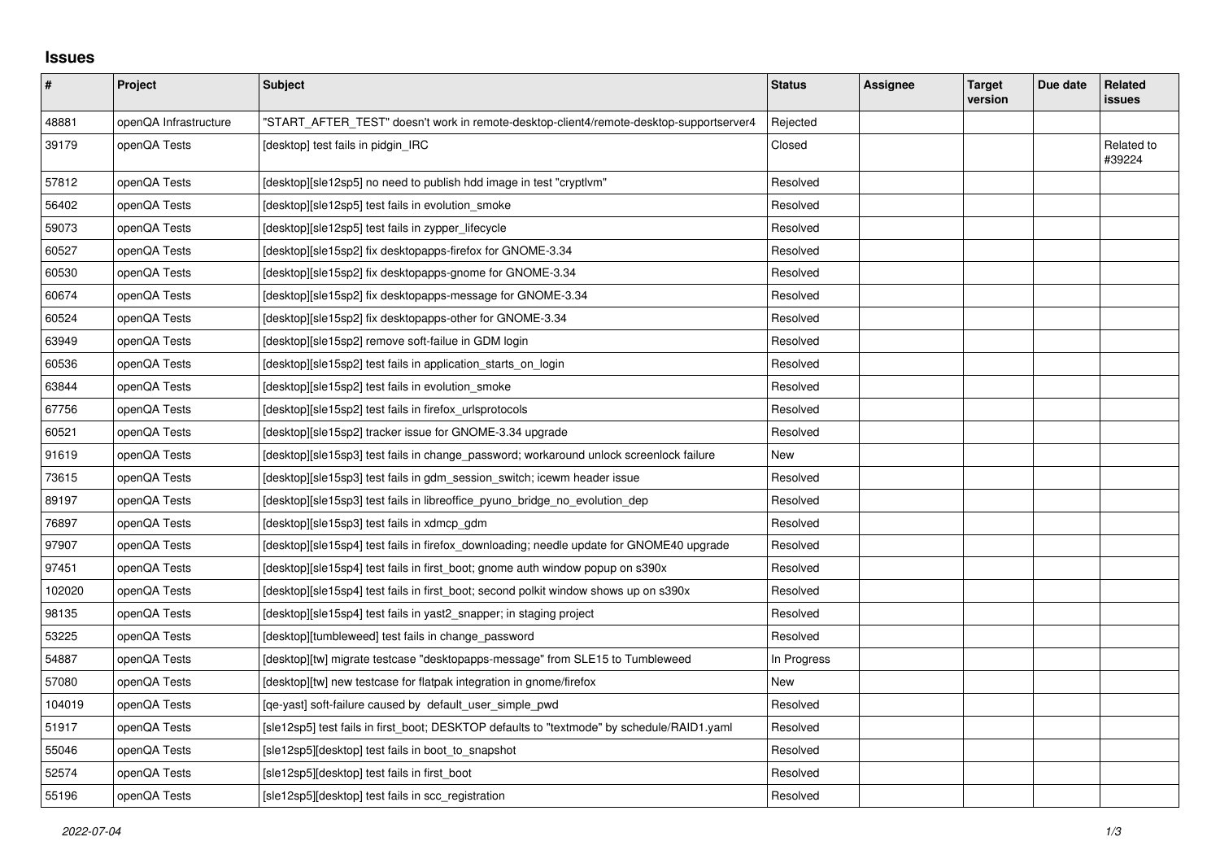# Issues

| # | Project | Subject | Status | Assignee | Target version | Due date | Related issues |
|---|---|---|---|---|---|---|---|
| 48881 | openQA Infrastructure | "START_AFTER_TEST" doesn't work in remote-desktop-client4/remote-desktop-supportserver4 | Rejected | | | | |
| 39179 | openQA Tests | [desktop] test fails in pidgin_IRC | Closed | | | | Related to #39224 |
| 57812 | openQA Tests | [desktop][sle12sp5] no need to publish hdd image in test "cryptlvm" | Resolved | | | | |
| 56402 | openQA Tests | [desktop][sle12sp5] test fails in evolution_smoke | Resolved | | | | |
| 59073 | openQA Tests | [desktop][sle12sp5] test fails in zypper_lifecycle | Resolved | | | | |
| 60527 | openQA Tests | [desktop][sle15sp2] fix desktopapps-firefox for GNOME-3.34 | Resolved | | | | |
| 60530 | openQA Tests | [desktop][sle15sp2] fix desktopapps-gnome for GNOME-3.34 | Resolved | | | | |
| 60674 | openQA Tests | [desktop][sle15sp2] fix desktopapps-message for GNOME-3.34 | Resolved | | | | |
| 60524 | openQA Tests | [desktop][sle15sp2] fix desktopapps-other for GNOME-3.34 | Resolved | | | | |
| 63949 | openQA Tests | [desktop][sle15sp2] remove soft-failue in GDM login | Resolved | | | | |
| 60536 | openQA Tests | [desktop][sle15sp2] test fails in application_starts_on_login | Resolved | | | | |
| 63844 | openQA Tests | [desktop][sle15sp2] test fails in evolution_smoke | Resolved | | | | |
| 67756 | openQA Tests | [desktop][sle15sp2] test fails in firefox_urlsprotocols | Resolved | | | | |
| 60521 | openQA Tests | [desktop][sle15sp2] tracker issue for GNOME-3.34 upgrade | Resolved | | | | |
| 91619 | openQA Tests | [desktop][sle15sp3] test fails in change_password; workaround unlock screenlock failure | New | | | | |
| 73615 | openQA Tests | [desktop][sle15sp3] test fails in gdm_session_switch; icewm header issue | Resolved | | | | |
| 89197 | openQA Tests | [desktop][sle15sp3] test fails in libreoffice_pyuno_bridge_no_evolution_dep | Resolved | | | | |
| 76897 | openQA Tests | [desktop][sle15sp3] test fails in xdmcp_gdm | Resolved | | | | |
| 97907 | openQA Tests | [desktop][sle15sp4] test fails in firefox_downloading; needle update for GNOME40 upgrade | Resolved | | | | |
| 97451 | openQA Tests | [desktop][sle15sp4] test fails in first_boot; gnome auth window popup on s390x | Resolved | | | | |
| 102020 | openQA Tests | [desktop][sle15sp4] test fails in first_boot; second polkit window shows up on s390x | Resolved | | | | |
| 98135 | openQA Tests | [desktop][sle15sp4] test fails in yast2_snapper; in staging project | Resolved | | | | |
| 53225 | openQA Tests | [desktop][tumbleweed] test fails in change_password | Resolved | | | | |
| 54887 | openQA Tests | [desktop][tw] migrate testcase "desktopapps-message" from SLE15 to Tumbleweed | In Progress | | | | |
| 57080 | openQA Tests | [desktop][tw] new testcase for flatpak integration in gnome/firefox | New | | | | |
| 104019 | openQA Tests | [qe-yast] soft-failure caused by default_user_simple_pwd | Resolved | | | | |
| 51917 | openQA Tests | [sle12sp5] test fails in first_boot; DESKTOP defaults to "textmode" by schedule/RAID1.yaml | Resolved | | | | |
| 55046 | openQA Tests | [sle12sp5][desktop] test fails in boot_to_snapshot | Resolved | | | | |
| 52574 | openQA Tests | [sle12sp5][desktop] test fails in first_boot | Resolved | | | | |
| 55196 | openQA Tests | [sle12sp5][desktop] test fails in scc_registration | Resolved | | | | |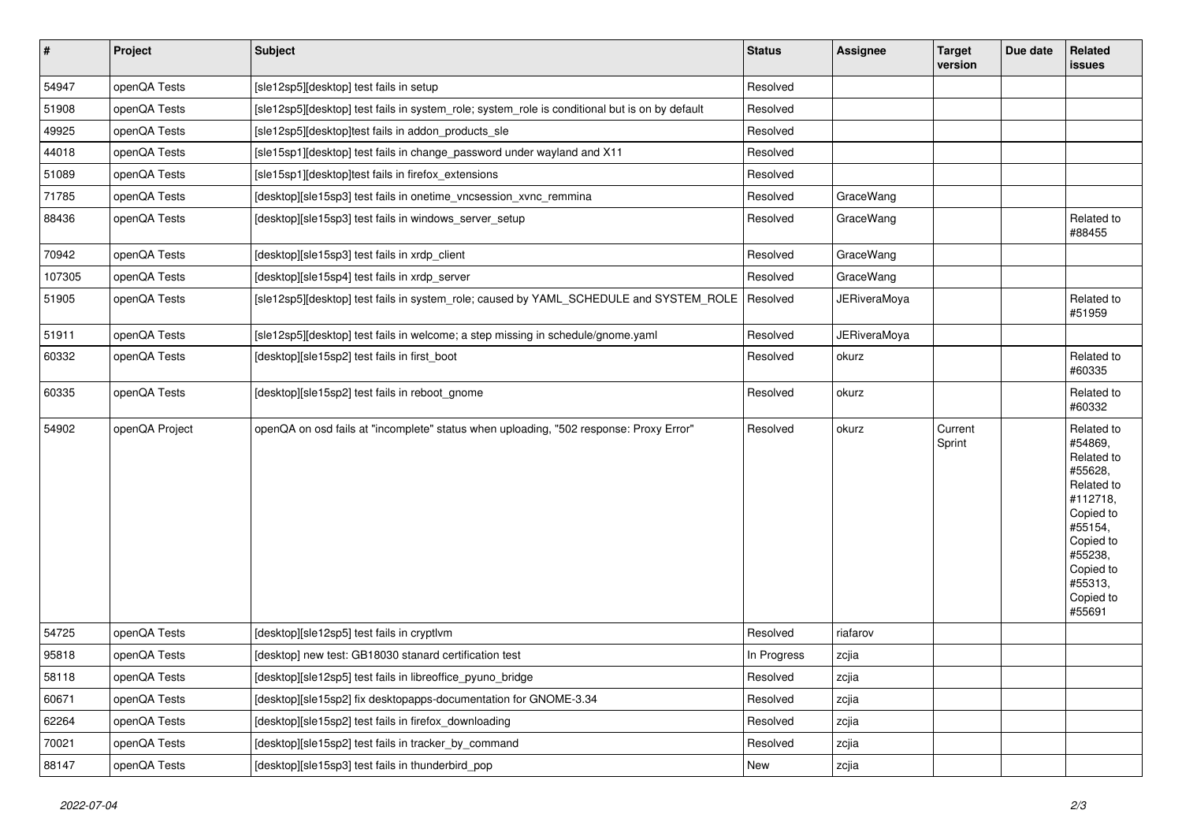| # | Project | Subject | Status | Assignee | Target version | Due date | Related issues |
|---|---|---|---|---|---|---|---|
| 54947 | openQA Tests | [sle12sp5][desktop] test fails in setup | Resolved | | | | |
| 51908 | openQA Tests | [sle12sp5][desktop] test fails in system_role; system_role is conditional but is on by default | Resolved | | | | |
| 49925 | openQA Tests | [sle12sp5][desktop]test fails in addon_products_sle | Resolved | | | | |
| 44018 | openQA Tests | [sle15sp1][desktop] test fails in change_password under wayland and X11 | Resolved | | | | |
| 51089 | openQA Tests | [sle15sp1][desktop]test fails in firefox_extensions | Resolved | | | | |
| 71785 | openQA Tests | [desktop][sle15sp3] test fails in onetime_vncsession_xvnc_remmina | Resolved | GraceWang | | | |
| 88436 | openQA Tests | [desktop][sle15sp3] test fails in windows_server_setup | Resolved | GraceWang | | | Related to #88455 |
| 70942 | openQA Tests | [desktop][sle15sp3] test fails in xrdp_client | Resolved | GraceWang | | | |
| 107305 | openQA Tests | [desktop][sle15sp4] test fails in xrdp_server | Resolved | GraceWang | | | |
| 51905 | openQA Tests | [sle12sp5][desktop] test fails in system_role; caused by YAML_SCHEDULE and SYSTEM_ROLE | Resolved | JERiveraMoya | | | Related to #51959 |
| 51911 | openQA Tests | [sle12sp5][desktop] test fails in welcome; a step missing in schedule/gnome.yaml | Resolved | JERiveraMoya | | | |
| 60332 | openQA Tests | [desktop][sle15sp2] test fails in first_boot | Resolved | okurz | | | Related to #60335 |
| 60335 | openQA Tests | [desktop][sle15sp2] test fails in reboot_gnome | Resolved | okurz | | | Related to #60332 |
| 54902 | openQA Project | openQA on osd fails at "incomplete" status when uploading, "502 response: Proxy Error" | Resolved | okurz | Current Sprint | | Related to #54869, Related to #55628, Related to #112718, Copied to #55154, Copied to #55238, Copied to #55313, Copied to #55691 |
| 54725 | openQA Tests | [desktop][sle12sp5] test fails in cryptlvm | Resolved | riafarov | | | |
| 95818 | openQA Tests | [desktop] new test: GB18030 stanard certification test | In Progress | zcjia | | | |
| 58118 | openQA Tests | [desktop][sle12sp5] test fails in libreoffice_pyuno_bridge | Resolved | zcjia | | | |
| 60671 | openQA Tests | [desktop][sle15sp2] fix desktopapps-documentation for GNOME-3.34 | Resolved | zcjia | | | |
| 62264 | openQA Tests | [desktop][sle15sp2] test fails in firefox_downloading | Resolved | zcjia | | | |
| 70021 | openQA Tests | [desktop][sle15sp2] test fails in tracker_by_command | Resolved | zcjia | | | |
| 88147 | openQA Tests | [desktop][sle15sp3] test fails in thunderbird_pop | New | zcjia | | | |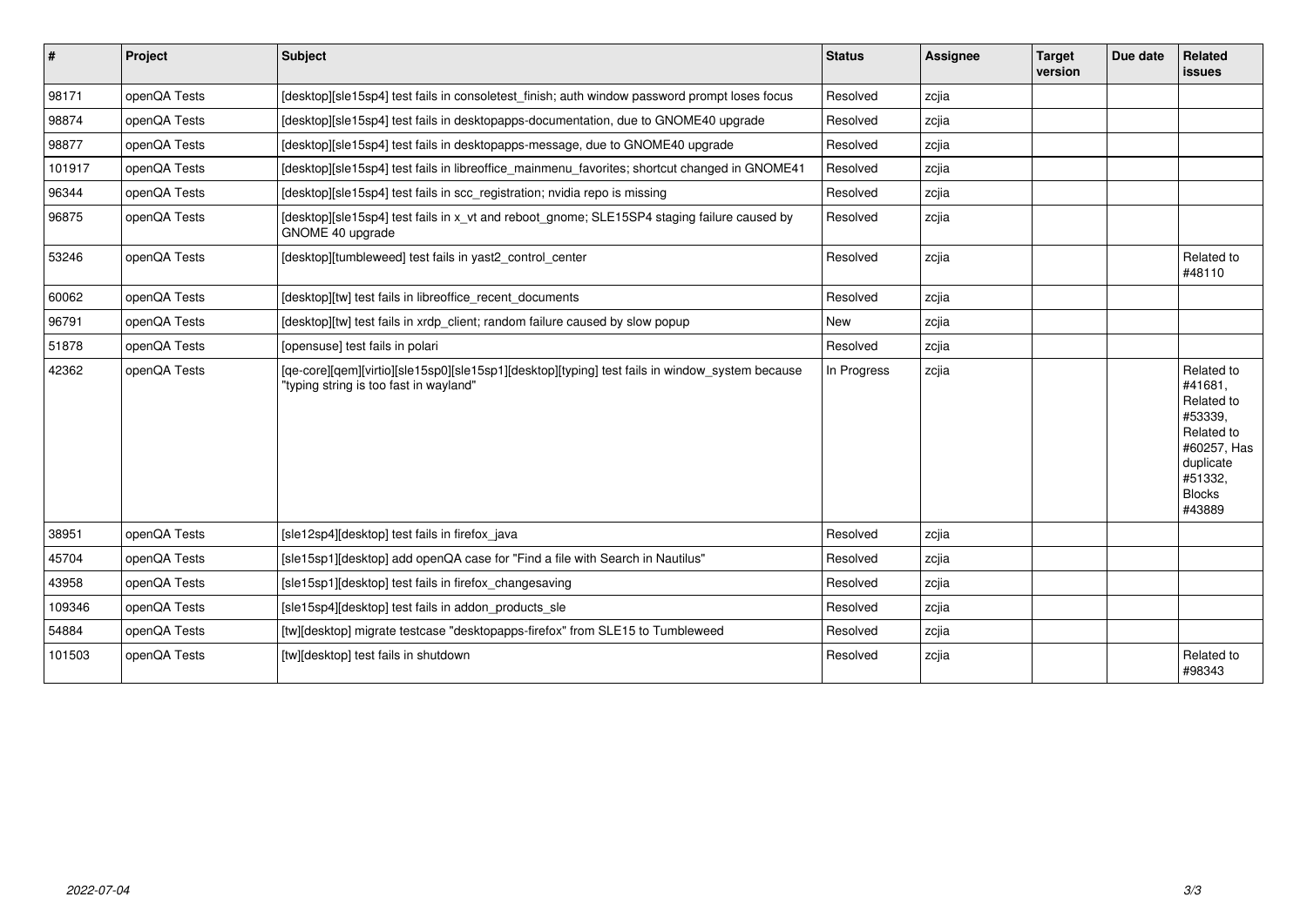| # | Project | Subject | Status | Assignee | Target version | Due date | Related issues |
|---|---|---|---|---|---|---|---|
| 98171 | openQA Tests | [desktop][sle15sp4] test fails in consoletest_finish; auth window password prompt loses focus | Resolved | zcjia | | | |
| 98874 | openQA Tests | [desktop][sle15sp4] test fails in desktopapps-documentation, due to GNOME40 upgrade | Resolved | zcjia | | | |
| 98877 | openQA Tests | [desktop][sle15sp4] test fails in desktopapps-message, due to GNOME40 upgrade | Resolved | zcjia | | | |
| 101917 | openQA Tests | [desktop][sle15sp4] test fails in libreoffice_mainmenu_favorites; shortcut changed in GNOME41 | Resolved | zcjia | | | |
| 96344 | openQA Tests | [desktop][sle15sp4] test fails in scc_registration; nvidia repo is missing | Resolved | zcjia | | | |
| 96875 | openQA Tests | [desktop][sle15sp4] test fails in x_vt and reboot_gnome; SLE15SP4 staging failure caused by GNOME 40 upgrade | Resolved | zcjia | | | |
| 53246 | openQA Tests | [desktop][tumbleweed] test fails in yast2_control_center | Resolved | zcjia | | | Related to #48110 |
| 60062 | openQA Tests | [desktop][tw] test fails in libreoffice_recent_documents | Resolved | zcjia | | | |
| 96791 | openQA Tests | [desktop][tw] test fails in xrdp_client; random failure caused by slow popup | New | zcjia | | | |
| 51878 | openQA Tests | [opensuse] test fails in polari | Resolved | zcjia | | | |
| 42362 | openQA Tests | [qe-core][qem][virtio][sle15sp0][sle15sp1][desktop][typing] test fails in window_system because "typing string is too fast in wayland" | In Progress | zcjia | | | Related to #41681, Related to #53339, Related to #60257, Has duplicate #51332, Blocks #43889 |
| 38951 | openQA Tests | [sle12sp4][desktop] test fails in firefox_java | Resolved | zcjia | | | |
| 45704 | openQA Tests | [sle15sp1][desktop] add openQA case for "Find a file with Search in Nautilus" | Resolved | zcjia | | | |
| 43958 | openQA Tests | [sle15sp1][desktop] test fails in firefox_changesaving | Resolved | zcjia | | | |
| 109346 | openQA Tests | [sle15sp4][desktop] test fails in addon_products_sle | Resolved | zcjia | | | |
| 54884 | openQA Tests | [tw][desktop] migrate testcase "desktopapps-firefox" from SLE15 to Tumbleweed | Resolved | zcjia | | | |
| 101503 | openQA Tests | [tw][desktop] test fails in shutdown | Resolved | zcjia | | | Related to #98343 |